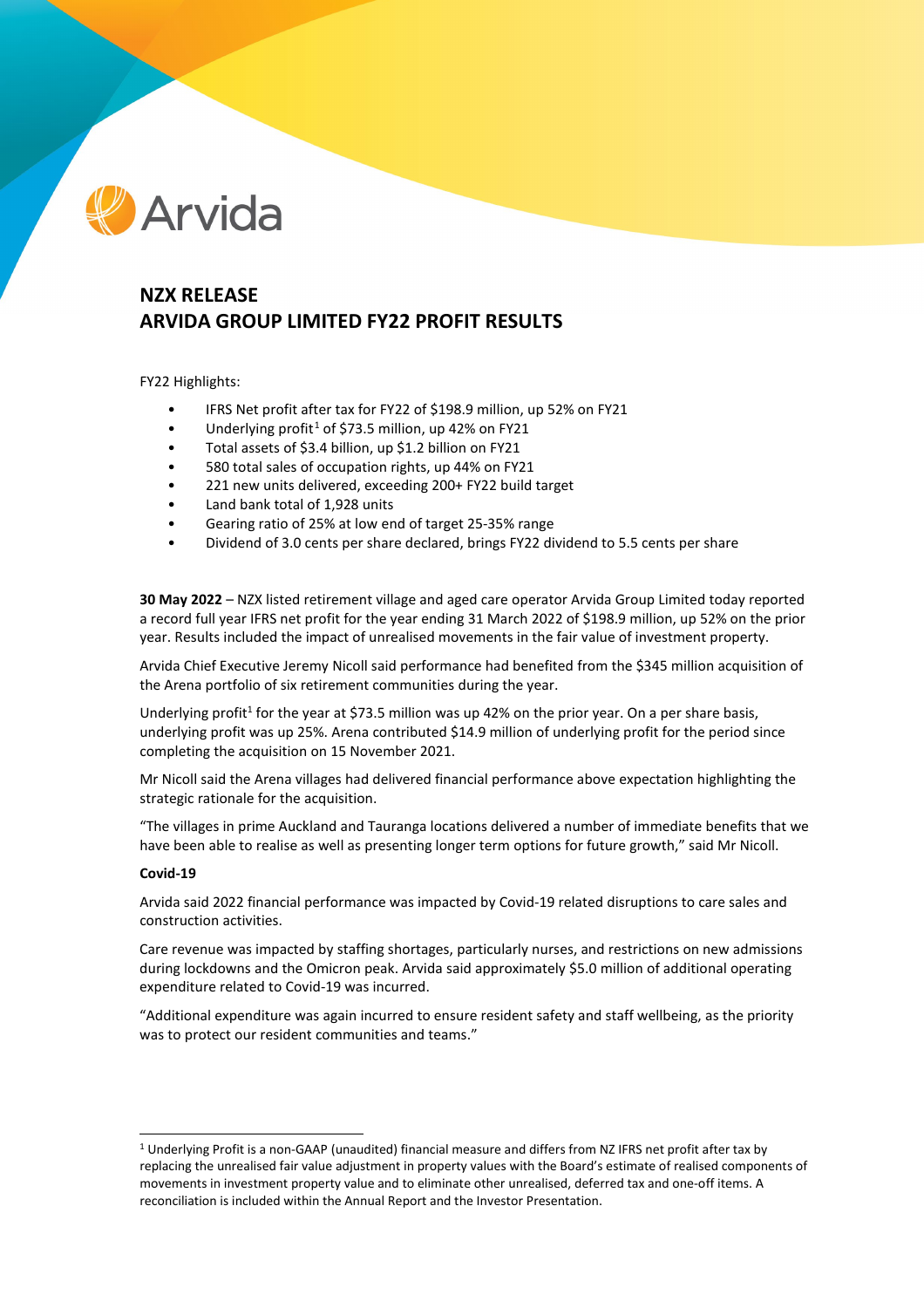Arvida

# NZX RELEASE
# ARVIDA GROUP LIMITED FY22 PROFIT RESULTS

FY22 Highlights:

- IFRS Net profit after tax for FY22 of $198.9 million, up 52% on FY21
- Underlying profit[1] of $73.5 million, up 42% on FY21
- Total assets of $3.4 billion, up $1.2 billion on FY21
- 580 total sales of occupation rights, up 44% on FY21
- 221 new units delivered, exceeding 200+ FY22 build target
- Land bank total of 1,928 units
- Gearing ratio of 25% at low end of target 25-35% range
- Dividend of 3.0 cents per share declared, brings FY22 dividend to 5.5 cents per share

**30 May 2022** – NZX listed retirement village and aged care operator Arvida Group Limited today reported a record full year IFRS net profit for the year ending 31 March 2022 of $198.9 million, up 52% on the prior year. Results included the impact of unrealised movements in the fair value of investment property.

Arvida Chief Executive Jeremy Nicoll said performance had benefited from the $345 million acquisition of the Arena portfolio of six retirement communities during the year.

Underlying profit[1] for the year at $73.5 million was up 42% on the prior year. On a per share basis, underlying profit was up 25%. Arena contributed $14.9 million of underlying profit for the period since completing the acquisition on 15 November 2021.

Mr Nicoll said the Arena villages had delivered financial performance above expectation highlighting the strategic rationale for the acquisition.

"The villages in prime Auckland and Tauranga locations delivered a number of immediate benefits that we have been able to realise as well as presenting longer term options for future growth," said Mr Nicoll.

**Covid-19**

Arvida said 2022 financial performance was impacted by Covid-19 related disruptions to care sales and construction activities.

Care revenue was impacted by staffing shortages, particularly nurses, and restrictions on new admissions during lockdowns and the Omicron peak. Arvida said approximately $5.0 million of additional operating expenditure related to Covid-19 was incurred.

"Additional expenditure was again incurred to ensure resident safety and staff wellbeing, as the priority was to protect our resident communities and teams."

[1] Underlying Profit is a non-GAAP (unaudited) financial measure and differs from NZ IFRS net profit after tax by replacing the unrealised fair value adjustment in property values with the Board's estimate of realised components of movements in investment property value and to eliminate other unrealised, deferred tax and one-off items. A reconciliation is included within the Annual Report and the Investor Presentation.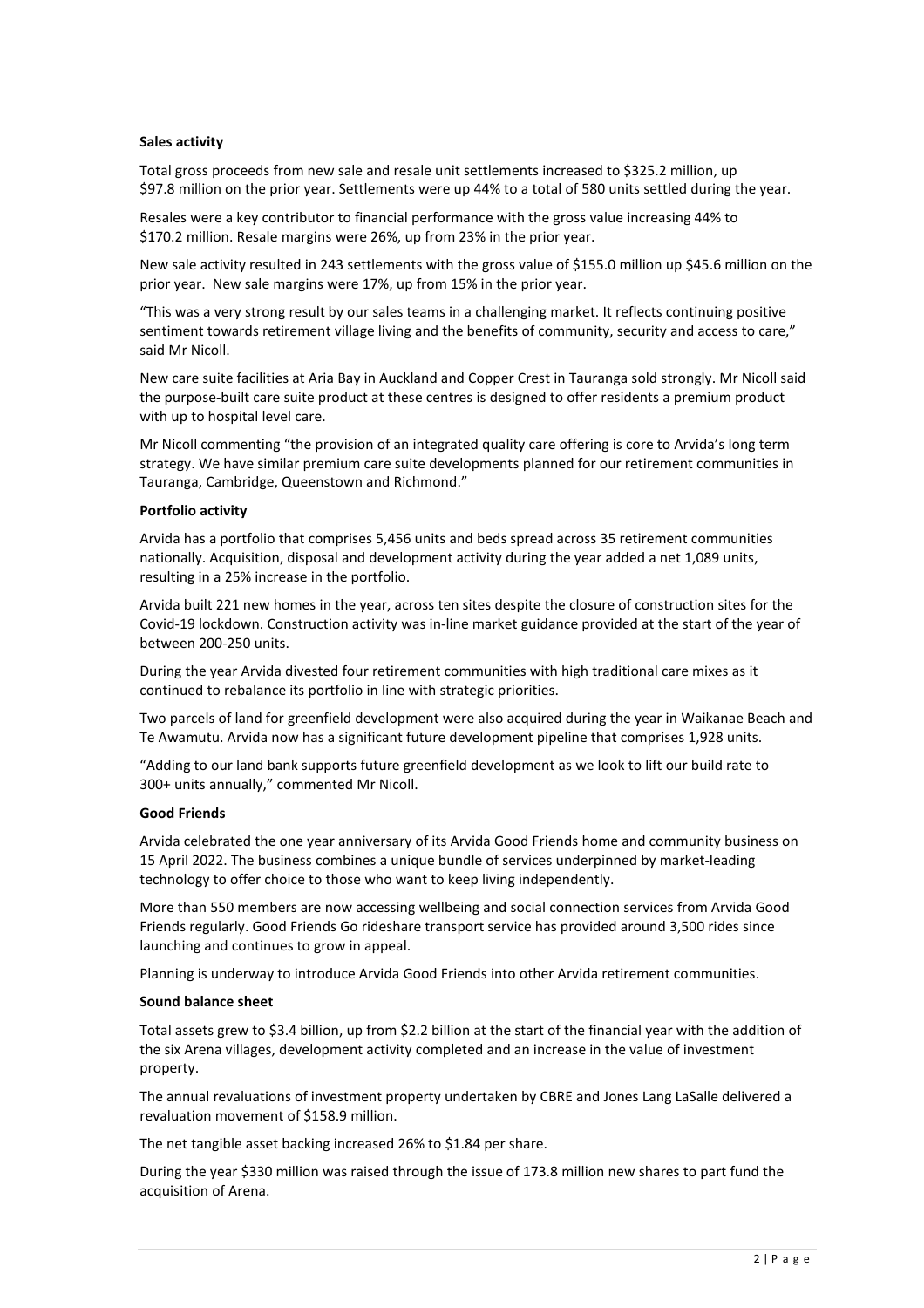**Sales activity**

Total gross proceeds from new sale and resale unit settlements increased to $325.2 million, up $97.8 million on the prior year. Settlements were up 44% to a total of 580 units settled during the year.

Resales were a key contributor to financial performance with the gross value increasing 44% to $170.2 million. Resale margins were 26%, up from 23% in the prior year.

New sale activity resulted in 243 settlements with the gross value of $155.0 million up $45.6 million on the prior year. New sale margins were 17%, up from 15% in the prior year.

"This was a very strong result by our sales teams in a challenging market. It reflects continuing positive sentiment towards retirement village living and the benefits of community, security and access to care," said Mr Nicoll.

New care suite facilities at Aria Bay in Auckland and Copper Crest in Tauranga sold strongly. Mr Nicoll said the purpose-built care suite product at these centres is designed to offer residents a premium product with up to hospital level care.

Mr Nicoll commenting "the provision of an integrated quality care offering is core to Arvida's long term strategy. We have similar premium care suite developments planned for our retirement communities in Tauranga, Cambridge, Queenstown and Richmond."

**Portfolio activity**

Arvida has a portfolio that comprises 5,456 units and beds spread across 35 retirement communities nationally. Acquisition, disposal and development activity during the year added a net 1,089 units, resulting in a 25% increase in the portfolio.

Arvida built 221 new homes in the year, across ten sites despite the closure of construction sites for the Covid-19 lockdown. Construction activity was in-line market guidance provided at the start of the year of between 200-250 units.

During the year Arvida divested four retirement communities with high traditional care mixes as it continued to rebalance its portfolio in line with strategic priorities.

Two parcels of land for greenfield development were also acquired during the year in Waikanae Beach and Te Awamutu. Arvida now has a significant future development pipeline that comprises 1,928 units.

"Adding to our land bank supports future greenfield development as we look to lift our build rate to 300+ units annually," commented Mr Nicoll.

**Good Friends**

Arvida celebrated the one year anniversary of its Arvida Good Friends home and community business on 15 April 2022. The business combines a unique bundle of services underpinned by market-leading technology to offer choice to those who want to keep living independently.

More than 550 members are now accessing wellbeing and social connection services from Arvida Good Friends regularly. Good Friends Go rideshare transport service has provided around 3,500 rides since launching and continues to grow in appeal.

Planning is underway to introduce Arvida Good Friends into other Arvida retirement communities.

**Sound balance sheet**

Total assets grew to $3.4 billion, up from $2.2 billion at the start of the financial year with the addition of the six Arena villages, development activity completed and an increase in the value of investment property.

The annual revaluations of investment property undertaken by CBRE and Jones Lang LaSalle delivered a revaluation movement of $158.9 million.

The net tangible asset backing increased 26% to $1.84 per share.

During the year $330 million was raised through the issue of 173.8 million new shares to part fund the acquisition of Arena.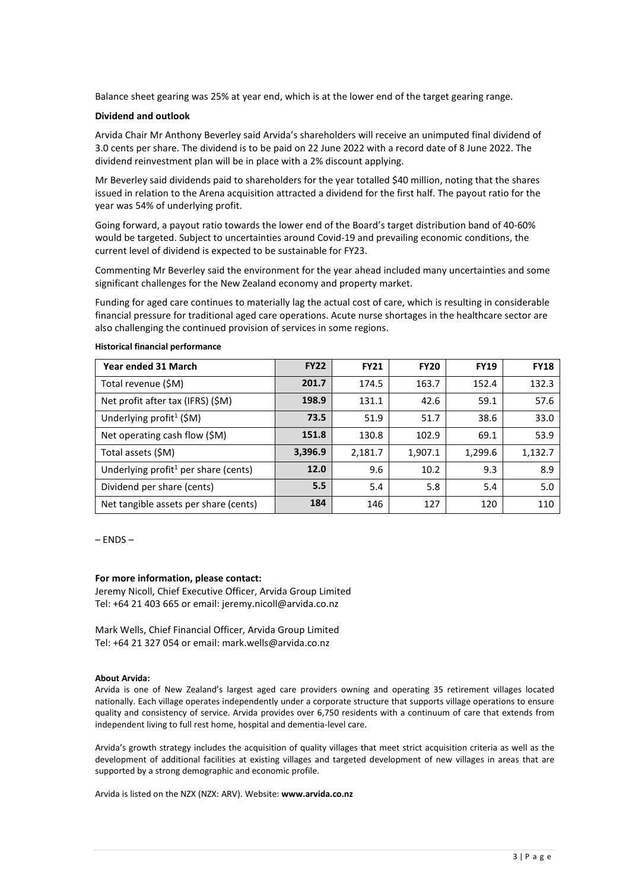Balance sheet gearing was 25% at year end, which is at the lower end of the target gearing range.

**Dividend and outlook**

Arvida Chair Mr Anthony Beverley said Arvida's shareholders will receive an unimputed final dividend of 3.0 cents per share. The dividend is to be paid on 22 June 2022 with a record date of 8 June 2022. The dividend reinvestment plan will be in place with a 2% discount applying.

Mr Beverley said dividends paid to shareholders for the year totalled $40 million, noting that the shares issued in relation to the Arena acquisition attracted a dividend for the first half. The payout ratio for the year was 54% of underlying profit.

Going forward, a payout ratio towards the lower end of the Board's target distribution band of 40-60% would be targeted. Subject to uncertainties around Covid-19 and prevailing economic conditions, the current level of dividend is expected to be sustainable for FY23.

Commenting Mr Beverley said the environment for the year ahead included many uncertainties and some significant challenges for the New Zealand economy and property market.

Funding for aged care continues to materially lag the actual cost of care, which is resulting in considerable financial pressure for traditional aged care operations. Acute nurse shortages in the healthcare sector are also challenging the continued provision of services in some regions.

**Historical financial performance**

| Year ended 31 March | FY22 | FY21 | FY20 | FY19 | FY18 |
|---|---|---|---|---|---|
| Total revenue ($M) | **201.7** | 174.5 | 163.7 | 152.4 | 132.3 |
| Net profit after tax (IFRS) ($M) | **198.9** | 131.1 | 42.6 | 59.1 | 57.6 |
| Underlying profit[1] ($M) | **73.5** | 51.9 | 51.7 | 38.6 | 33.0 |
| Net operating cash flow ($M) | **151.8** | 130.8 | 102.9 | 69.1 | 53.9 |
| Total assets ($M) | **3,396.9** | 2,181.7 | 1,907.1 | 1,299.6 | 1,132.7 |
| Underlying profit[1] per share (cents) | **12.0** | 9.6 | 10.2 | 9.3 | 8.9 |
| Dividend per share (cents) | **5.5** | 5.4 | 5.8 | 5.4 | 5.0 |
| Net tangible assets per share (cents) | **184** | 146 | 127 | 120 | 110 |

– ENDS –

**For more information, please contact:**

Jeremy Nicoll, Chief Executive Officer, Arvida Group Limited
Tel: +64 21 403 665 or email: jeremy.nicoll@arvida.co.nz

Mark Wells, Chief Financial Officer, Arvida Group Limited
Tel: +64 21 327 054 or email: mark.wells@arvida.co.nz

**About Arvida:**

Arvida is one of New Zealand's largest aged care providers owning and operating 35 retirement villages located nationally. Each village operates independently under a corporate structure that supports village operations to ensure quality and consistency of service. Arvida provides over 6,750 residents with a continuum of care that extends from independent living to full rest home, hospital and dementia-level care.

Arvida's growth strategy includes the acquisition of quality villages that meet strict acquisition criteria as well as the development of additional facilities at existing villages and targeted development of new villages in areas that are supported by a strong demographic and economic profile.

Arvida is listed on the NZX (NZX: ARV). Website: **www.arvida.co.nz**